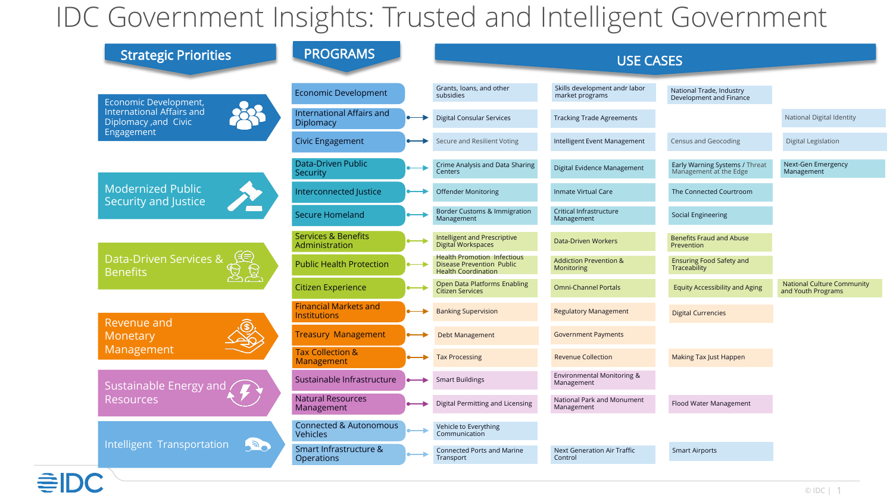# IDC Government Insights: Trusted and Intelligent Government

| Strategic Priorities | PROGRAMS | USE CASES | | | |
|---|---|---|---|---|---|
| Economic Development, International Affairs and Diplomacy ,and Civic Engagement | Economic Development | Grants, loans, and other subsidies | Skills development andr labor market programs | National Trade, Industry Development and Finance | |
| | International Affairs and Diplomacy | Digital Consular Services | Tracking Trade Agreements | | National Digital Identity |
| | Civic Engagement | Secure and Resilient Voting | Intelligent Event Management | Census and Geocoding | Digital Legislation |
| Modernized Public Security and Justice | Data-Driven Public Security | Crime Analysis and Data Sharing Centers | Digital Evidence Management | Early Warning Systems / Threat Management at the Edge | Next-Gen Emergency Management |
| | Interconnected Justice | Offender Monitoring | Inmate Virtual Care | The Connected Courtroom | |
| | Secure Homeland | Border Customs & Immigration Management | Critical Infrastructure Management | Social Engineering | |
| Data-Driven Services & Benefits | Services & Benefits Administration | Intelligent and Prescriptive Digital Workspaces | Data-Driven Workers | Benefits Fraud and Abuse Prevention | |
| | Public Health Protection | Health Promotion Infectious Disease Prevention Public Health Coordination | Addiction Prevention & Monitoring | Ensuring Food Safety and Traceability | |
| | Citizen Experience | Open Data Platforms Enabling Citizen Services | Omni-Channel Portals | Equity Accessibility and Aging | National Culture Community and Youth Programs |
| Revenue and Monetary Management | Financial Markets and Institutions | Banking Supervision | Regulatory Management | Digital Currencies | |
| | Treasury Management | Debt Management | Government Payments | | |
| | Tax Collection & Management | Tax Processing | Revenue Collection | Making Tax Just Happen | |
| Sustainable Energy and Resources | Sustainable Infrastructure | Smart Buildings | Environmental Monitoring & Management | | |
| | Natural Resources Management | Digital Permitting and Licensing | National Park and Monument Management | Flood Water Management | |
| Intelligent Transportation | Connected & Autonomous Vehicles | Vehicle to Everything Communication | | | |
| | Smart Infrastructure & Operations | Connected Ports and Marine Transport | Next Generation Air Traffic Control | Smart Airports | |

IDC

© IDC |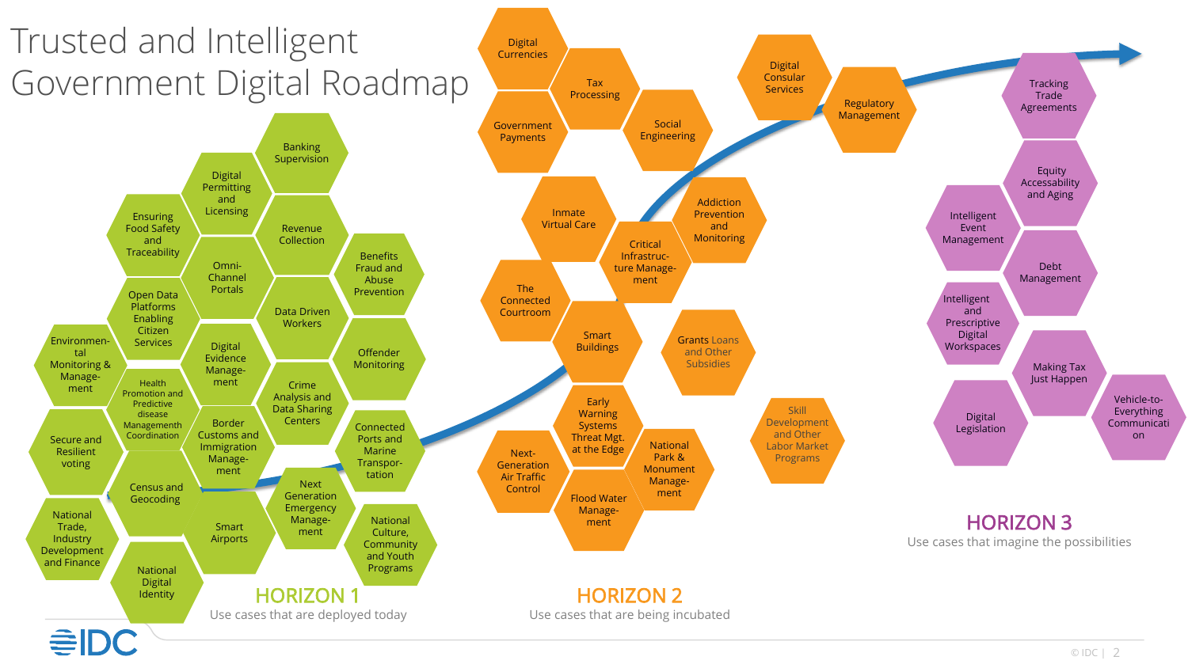# Trusted and Intelligent Government Digital Roadmap

Banking Supervision

Digital Permitting and Licensing

Ensuring Food Safety and Traceability

Revenue Collection

Omni-Channel Portals

Benefits Fraud and Abuse Prevention

Open Data Platforms Enabling Citizen Services

Data Driven Workers

Environmental Monitoring & Management

Digital Evidence Management

Offender Monitoring

Health Promotion and Predictive disease Management Coordination

Crime Analysis and Data Sharing Centers

Secure and Resilient voting

Border Customs and Immigration Management

Connected Ports and Marine Transportation

Census and Geocoding

Next Generation Emergency Management

National Trade, Industry Development and Finance

Smart Airports

National Culture, Community and Youth Programs

National Digital Identity

## HORIZON 1

Use cases that are deployed today

Digital Currencies

Tax Processing

Government Payments

Social Engineering

Inmate Virtual Care

Addiction Prevention and Monitoring

Critical Infrastructure Management

The Connected Courtroom

Smart Buildings

Grants Loans and Other Subsidies

Early Warning Systems Threat Mgt. at the Edge

Skill Development and Other Labor Market Programs

Next-Generation Air Traffic Control

National Park & Monument Management

Flood Water Management

Digital Consular Services

Regulatory Management

## HORIZON 2

Use cases that are being incubated

Tracking Trade Agreements

Equity Accessability and Aging

Intelligent Event Management

Debt Management

Intelligent and Prescriptive Digital Workspaces

Making Tax Just Happen

Digital Legislation

Vehicle-to-Everything Communication

## HORIZON 3

Use cases that imagine the possibilities

IDC

© IDC